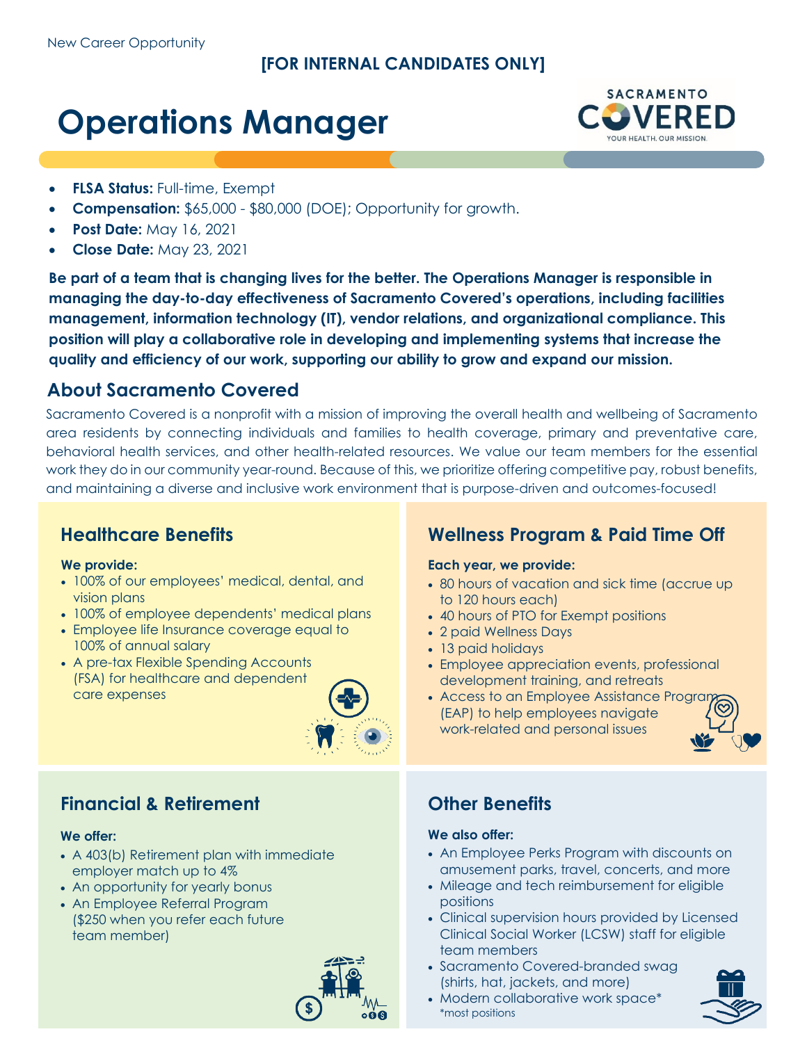New Career Opportunity

**[FOR INTERNAL CANDIDATES ONLY]**

# Operations Manager

SACRAMENTO COVERED
YOUR HEALTH. OUR MISSION.

- **FLSA Status:** Full-time, Exempt
- **Compensation:** $65,000 - $80,000 (DOE); Opportunity for growth.
- **Post Date:** May 16, 2021
- **Close Date:** May 23, 2021

**Be part of a team that is changing lives for the better. The Operations Manager is responsible in managing the day-to-day effectiveness of Sacramento Covered's operations, including facilities management, information technology (IT), vendor relations, and organizational compliance. This position will play a collaborative role in developing and implementing systems that increase the quality and efficiency of our work, supporting our ability to grow and expand our mission.**

## About Sacramento Covered

Sacramento Covered is a nonprofit with a mission of improving the overall health and wellbeing of Sacramento area residents by connecting individuals and families to health coverage, primary and preventative care, behavioral health services, and other health-related resources. We value our team members for the essential work they do in our community year-round. Because of this, we prioritize offering competitive pay, robust benefits, and maintaining a diverse and inclusive work environment that is purpose-driven and outcomes-focused!

### Healthcare Benefits

**We provide:**

- 100% of our employees' medical, dental, and vision plans
- 100% of employee dependents' medical plans
- Employee life Insurance coverage equal to 100% of annual salary
- A pre-tax Flexible Spending Accounts (FSA) for healthcare and dependent care expenses

### Wellness Program & Paid Time Off

**Each year, we provide:**

- 80 hours of vacation and sick time (accrue up to 120 hours each)
- 40 hours of PTO for Exempt positions
- 2 paid Wellness Days
- 13 paid holidays
- Employee appreciation events, professional development training, and retreats
- Access to an Employee Assistance Program (EAP) to help employees navigate work-related and personal issues

### Financial & Retirement

**We offer:**

- A 403(b) Retirement plan with immediate employer match up to 4%
- An opportunity for yearly bonus
- An Employee Referral Program ($250 when you refer each future team member)

### Other Benefits

**We also offer:**

- An Employee Perks Program with discounts on amusement parks, travel, concerts, and more
- Mileage and tech reimbursement for eligible positions
- Clinical supervision hours provided by Licensed Clinical Social Worker (LCSW) staff for eligible team members
- Sacramento Covered-branded swag (shirts, hat, jackets, and more)
- Modern collaborative work space*

*most positions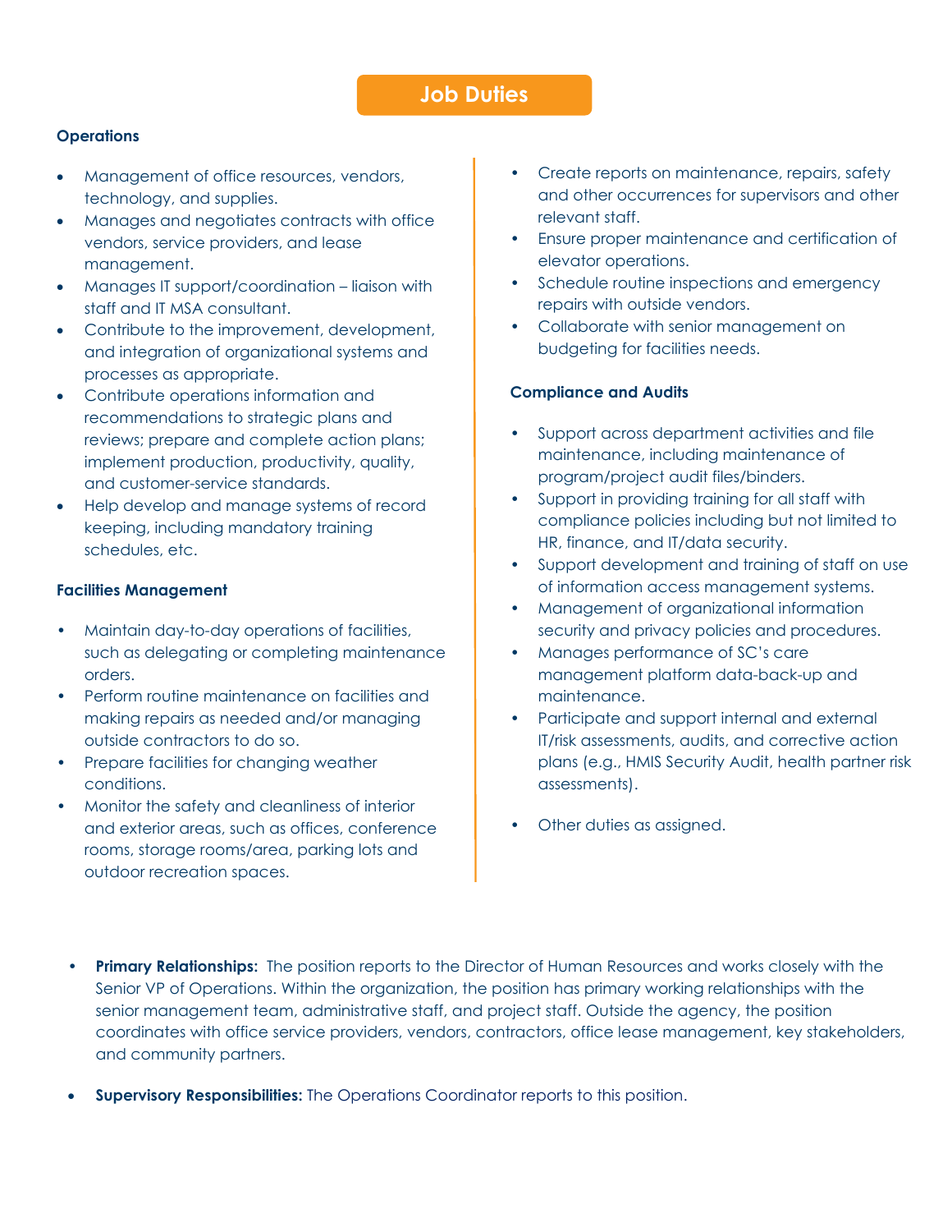## Job Duties

### Operations

- Management of office resources, vendors, technology, and supplies.
- Manages and negotiates contracts with office vendors, service providers, and lease management.
- Manages IT support/coordination – liaison with staff and IT MSA consultant.
- Contribute to the improvement, development, and integration of organizational systems and processes as appropriate.
- Contribute operations information and recommendations to strategic plans and reviews; prepare and complete action plans; implement production, productivity, quality, and customer-service standards.
- Help develop and manage systems of record keeping, including mandatory training schedules, etc.

### Facilities Management

- Maintain day-to-day operations of facilities, such as delegating or completing maintenance orders.
- Perform routine maintenance on facilities and making repairs as needed and/or managing outside contractors to do so.
- Prepare facilities for changing weather conditions.
- Monitor the safety and cleanliness of interior and exterior areas, such as offices, conference rooms, storage rooms/area, parking lots and outdoor recreation spaces.
- Create reports on maintenance, repairs, safety and other occurrences for supervisors and other relevant staff.
- Ensure proper maintenance and certification of elevator operations.
- Schedule routine inspections and emergency repairs with outside vendors.
- Collaborate with senior management on budgeting for facilities needs.

### Compliance and Audits

- Support across department activities and file maintenance, including maintenance of program/project audit files/binders.
- Support in providing training for all staff with compliance policies including but not limited to HR, finance, and IT/data security.
- Support development and training of staff on use of information access management systems.
- Management of organizational information security and privacy policies and procedures.
- Manages performance of SC's care management platform data-back-up and maintenance.
- Participate and support internal and external IT/risk assessments, audits, and corrective action plans (e.g., HMIS Security Audit, health partner risk assessments).

- Other duties as assigned.

- **Primary Relationships:** The position reports to the Director of Human Resources and works closely with the Senior VP of Operations. Within the organization, the position has primary working relationships with the senior management team, administrative staff, and project staff. Outside the agency, the position coordinates with office service providers, vendors, contractors, office lease management, key stakeholders, and community partners.

- **Supervisory Responsibilities:** The Operations Coordinator reports to this position.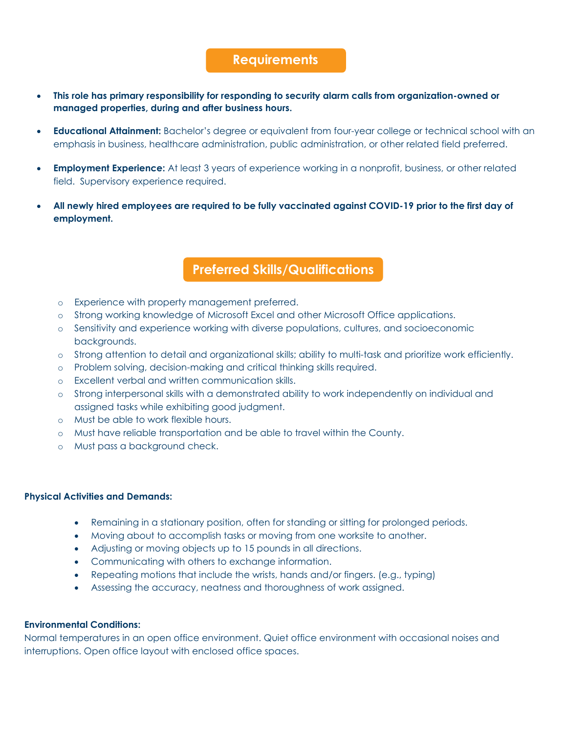## Requirements

- **This role has primary responsibility for responding to security alarm calls from organization-owned or managed properties, during and after business hours.**
- **Educational Attainment:** Bachelor's degree or equivalent from four-year college or technical school with an emphasis in business, healthcare administration, public administration, or other related field preferred.
- **Employment Experience:** At least 3 years of experience working in a nonprofit, business, or other related field. Supervisory experience required.
- **All newly hired employees are required to be fully vaccinated against COVID-19 prior to the first day of employment.**

## Preferred Skills/Qualifications

- Experience with property management preferred.
- Strong working knowledge of Microsoft Excel and other Microsoft Office applications.
- Sensitivity and experience working with diverse populations, cultures, and socioeconomic backgrounds.
- Strong attention to detail and organizational skills; ability to multi-task and prioritize work efficiently.
- Problem solving, decision-making and critical thinking skills required.
- Excellent verbal and written communication skills.
- Strong interpersonal skills with a demonstrated ability to work independently on individual and assigned tasks while exhibiting good judgment.
- Must be able to work flexible hours.
- Must have reliable transportation and be able to travel within the County.
- Must pass a background check.

**Physical Activities and Demands:**

- Remaining in a stationary position, often for standing or sitting for prolonged periods.
- Moving about to accomplish tasks or moving from one worksite to another.
- Adjusting or moving objects up to 15 pounds in all directions.
- Communicating with others to exchange information.
- Repeating motions that include the wrists, hands and/or fingers. (e.g., typing)
- Assessing the accuracy, neatness and thoroughness of work assigned.

**Environmental Conditions:**

Normal temperatures in an open office environment. Quiet office environment with occasional noises and interruptions. Open office layout with enclosed office spaces.